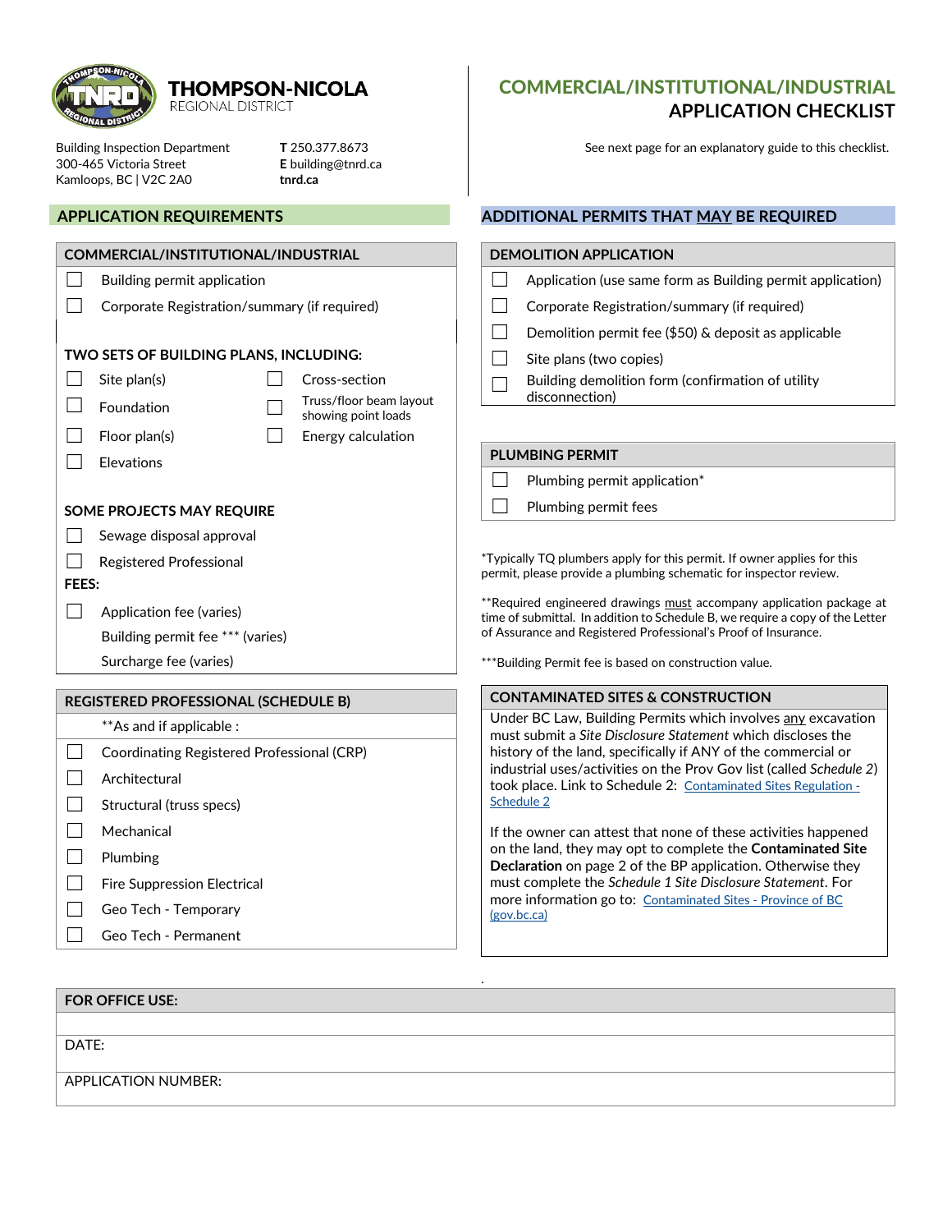# THOMPSON-NICOLA REGIONAL DISTRICT

Building Inspection Department
300-465 Victoria Street
Kamloops, BC | V2C 2A0

**T** 250.377.8673
**E** building@tnrd.ca
**tnrd.ca**

# COMMERCIAL/INSTITUTIONAL/INDUSTRIAL APPLICATION CHECKLIST

See next page for an explanatory guide to this checklist.

## APPLICATION REQUIREMENTS

### COMMERCIAL/INSTITUTIONAL/INDUSTRIAL

- ☐ Building permit application
- ☐ Corporate Registration/summary (if required)

**TWO SETS OF BUILDING PLANS, INCLUDING:**

- ☐ Site plan(s)
- ☐ Foundation
- ☐ Floor plan(s)
- ☐ Elevations
- ☐ Cross-section
- ☐ Truss/floor beam layout showing point loads
- ☐ Energy calculation

**SOME PROJECTS MAY REQUIRE**

- ☐ Sewage disposal approval
- ☐ Registered Professional

**FEES:**

- ☐ Application fee (varies)
- Building permit fee *** (varies)
- Surcharge fee (varies)

### REGISTERED PROFESSIONAL (SCHEDULE B)

**As and if applicable :

- ☐ Coordinating Registered Professional (CRP)
- ☐ Architectural
- ☐ Structural (truss specs)
- ☐ Mechanical
- ☐ Plumbing
- ☐ Fire Suppression Electrical
- ☐ Geo Tech - Temporary
- ☐ Geo Tech - Permanent

## ADDITIONAL PERMITS THAT MAY BE REQUIRED

### DEMOLITION APPLICATION

- ☐ Application (use same form as Building permit application)
- ☐ Corporate Registration/summary (if required)
- ☐ Demolition permit fee ($50) & deposit as applicable
- ☐ Site plans (two copies)
- ☐ Building demolition form (confirmation of utility disconnection)

### PLUMBING PERMIT

- ☐ Plumbing permit application*
- ☐ Plumbing permit fees

*Typically TQ plumbers apply for this permit. If owner applies for this permit, please provide a plumbing schematic for inspector review.

**Required engineered drawings must accompany application package at time of submittal. In addition to Schedule B, we require a copy of the Letter of Assurance and Registered Professional's Proof of Insurance.

***Building Permit fee is based on construction value.

### CONTAMINATED SITES & CONSTRUCTION

Under BC Law, Building Permits which involves any excavation must submit a *Site Disclosure Statement* which discloses the history of the land, specifically if ANY of the commercial or industrial uses/activities on the Prov Gov list (called *Schedule 2*) took place. Link to Schedule 2: Contaminated Sites Regulation - Schedule 2

If the owner can attest that none of these activities happened on the land, they may opt to complete the **Contaminated Site Declaration** on page 2 of the BP application. Otherwise they must complete the *Schedule 1 Site Disclosure Statement*. For more information go to: Contaminated Sites - Province of BC (gov.bc.ca)

| FOR OFFICE USE: |
|---|
| |
| DATE: |
| APPLICATION NUMBER: |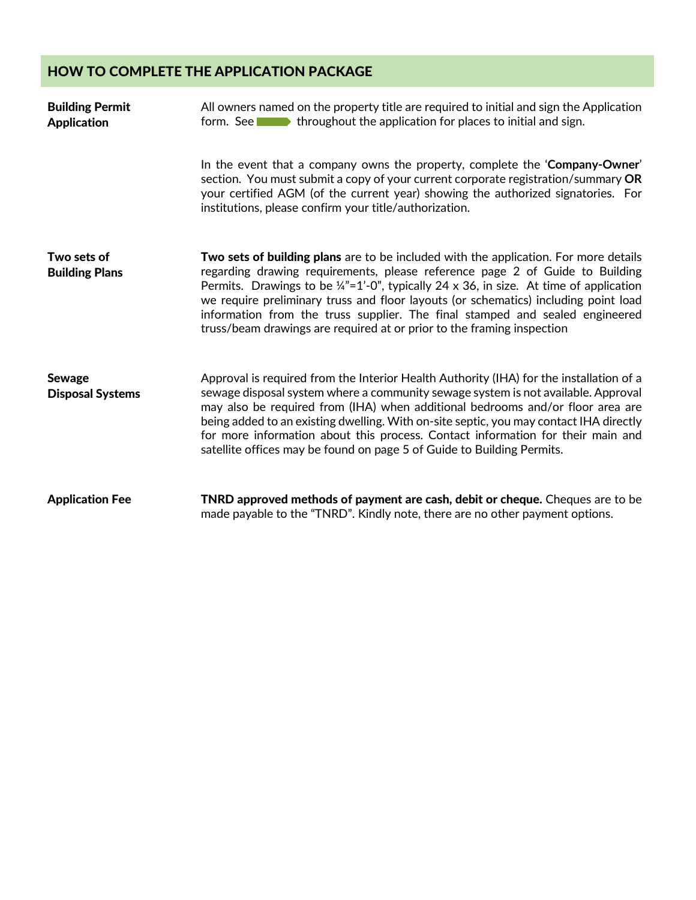## HOW TO COMPLETE THE APPLICATION PACKAGE

**Building Permit Application**

All owners named on the property title are required to initial and sign the Application form. See ➡ throughout the application for places to initial and sign.

In the event that a company owns the property, complete the '**Company-Owner**' section. You must submit a copy of your current corporate registration/summary **OR** your certified AGM (of the current year) showing the authorized signatories. For institutions, please confirm your title/authorization.

**Two sets of Building Plans**

**Two sets of building plans** are to be included with the application. For more details regarding drawing requirements, please reference page 2 of Guide to Building Permits. Drawings to be ¼"=1'-0", typically 24 x 36, in size. At time of application we require preliminary truss and floor layouts (or schematics) including point load information from the truss supplier. The final stamped and sealed engineered truss/beam drawings are required at or prior to the framing inspection

**Sewage Disposal Systems**

Approval is required from the Interior Health Authority (IHA) for the installation of a sewage disposal system where a community sewage system is not available. Approval may also be required from (IHA) when additional bedrooms and/or floor area are being added to an existing dwelling. With on-site septic, you may contact IHA directly for more information about this process. Contact information for their main and satellite offices may be found on page 5 of Guide to Building Permits.

**Application Fee**

**TNRD approved methods of payment are cash, debit or cheque.** Cheques are to be made payable to the "TNRD". Kindly note, there are no other payment options.